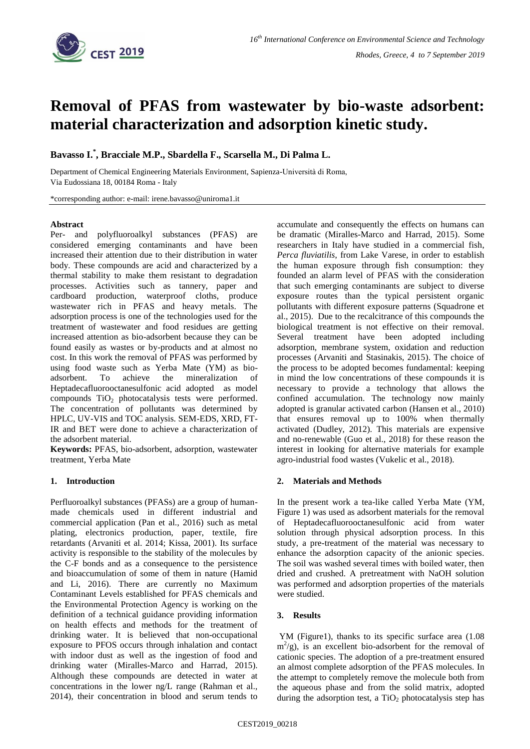# Removal of PFAS from wastewater by bio-waste adsorbent: material characterization and adsorption kinetic study.

**Bavasso I.[*], Bracciale M.P., Sbardella F., Scarsella M., Di Palma L.**

Department of Chemical Engineering Materials Environment, Sapienza-Università di Roma, Via Eudossiana 18, 00184 Roma - Italy

*corresponding author: e-mail: irene.bavasso@uniroma1.it

**Abstract**

Per- and polyfluoroalkyl substances (PFAS) are considered emerging contaminants and have been increased their attention due to their distribution in water body. These compounds are acid and characterized by a thermal stability to make them resistant to degradation processes. Activities such as tannery, paper and cardboard production, waterproof cloths, produce wastewater rich in PFAS and heavy metals. The adsorption process is one of the technologies used for the treatment of wastewater and food residues are getting increased attention as bio-adsorbent because they can be found easily as wastes or by-products and at almost no cost. In this work the removal of PFAS was performed by using food waste such as Yerba Mate (YM) as bio-adsorbent. To achieve the mineralization of Heptadecafluorooctanesulfonic acid adopted as model compounds $TiO_2$ photocatalysis tests were performed. The concentration of pollutants was determined by HPLC, UV-VIS and TOC analysis. SEM-EDS, XRD, FT-IR and BET were done to achieve a characterization of the adsorbent material.

**Keywords:** PFAS, bio-adsorbent, adsorption, wastewater treatment, Yerba Mate

## 1. Introduction

Perfluoroalkyl substances (PFASs) are a group of human-made chemicals used in different industrial and commercial application (Pan et al., 2016) such as metal plating, electronics production, paper, textile, fire retardants (Arvaniti et al. 2014; Kissa, 2001). Its surface activity is responsible to the stability of the molecules by the C-F bonds and as a consequence to the persistence and bioaccumulation of some of them in nature (Hamid and Li, 2016). There are currently no Maximum Contaminant Levels established for PFAS chemicals and the Environmental Protection Agency is working on the definition of a technical guidance providing information on health effects and methods for the treatment of drinking water. It is believed that non-occupational exposure to PFOS occurs through inhalation and contact with indoor dust as well as the ingestion of food and drinking water (Miralles-Marco and Harrad, 2015). Although these compounds are detected in water at concentrations in the lower ng/L range (Rahman et al., 2014), their concentration in blood and serum tends to accumulate and consequently the effects on humans can be dramatic (Miralles-Marco and Harrad, 2015). Some researchers in Italy have studied in a commercial fish, *Perca fluviatilis*, from Lake Varese, in order to establish the human exposure through fish consumption: they founded an alarm level of PFAS with the consideration that such emerging contaminants are subject to diverse exposure routes than the typical persistent organic pollutants with different exposure patterns (Squadrone et al., 2015). Due to the recalcitrance of this compounds the biological treatment is not effective on their removal. Several treatment have been adopted including adsorption, membrane system, oxidation and reduction processes (Arvaniti and Stasinakis, 2015). The choice of the process to be adopted becomes fundamental: keeping in mind the low concentrations of these compounds it is necessary to provide a technology that allows the confined accumulation. The technology now mainly adopted is granular activated carbon (Hansen et al., 2010) that ensures removal up to 100% when thermally activated (Dudley, 2012). This materials are expensive and no-renewable (Guo et al., 2018) for these reason the interest in looking for alternative materials for example agro-industrial food wastes (Vukelic et al., 2018).

## 2. Materials and Methods

In the present work a tea-like called Yerba Mate (YM, Figure 1) was used as adsorbent materials for the removal of Heptadecafluorooctanesulfonic acid from water solution through physical adsorption process. In this study, a pre-treatment of the material was necessary to enhance the adsorption capacity of the anionic species. The soil was washed several times with boiled water, then dried and crushed. A pretreatment with NaOH solution was performed and adsorption properties of the materials were studied.

## 3. Results

YM (Figure1), thanks to its specific surface area (1.08 $m^2/g$), is an excellent bio-adsorbent for the removal of cationic species. The adoption of a pre-treatment ensured an almost complete adsorption of the PFAS molecules. In the attempt to completely remove the molecule both from the aqueous phase and from the solid matrix, adopted during the adsorption test, a $TiO_2$ photocatalysis step has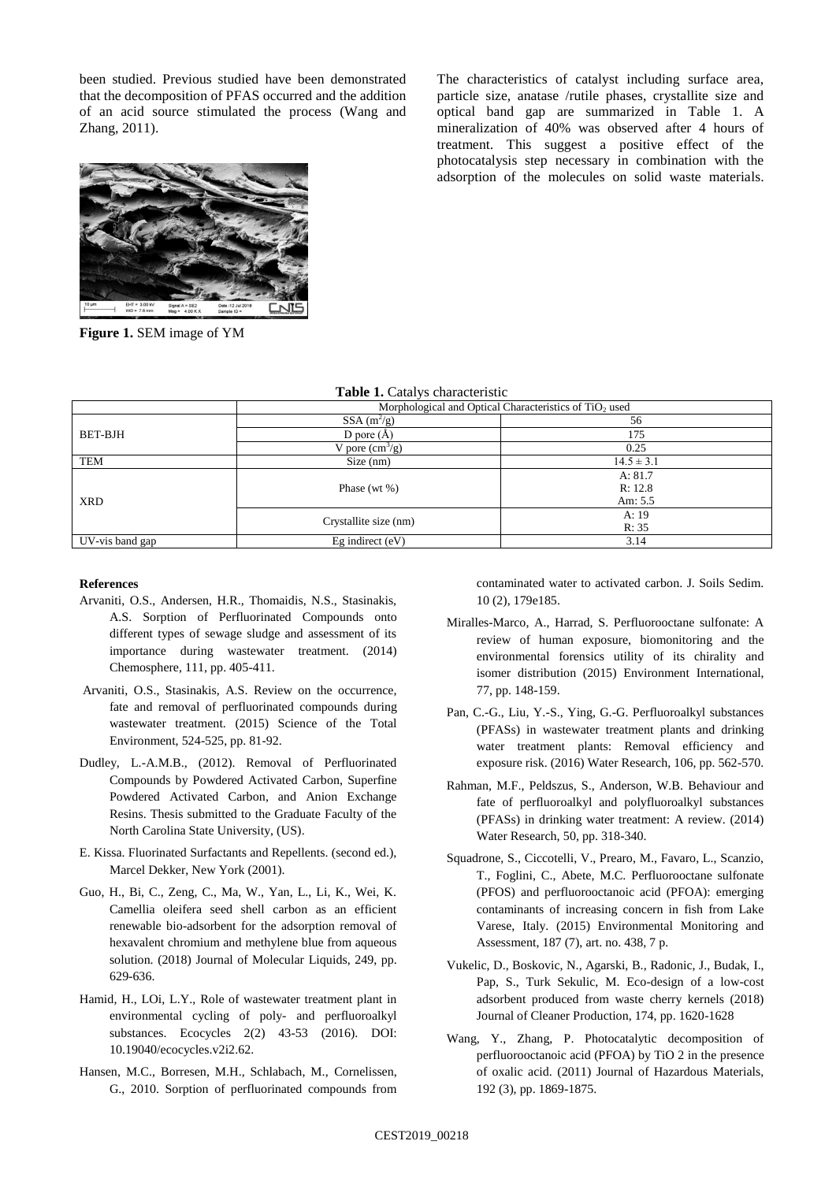been studied. Previous studied have been demonstrated that the decomposition of PFAS occurred and the addition of an acid source stimulated the process (Wang and Zhang, 2011).

**Figure 1.** SEM image of YM

The characteristics of catalyst including surface area, particle size, anatase /rutile phases, crystallite size and optical band gap are summarized in Table 1. A mineralization of 40% was observed after 4 hours of treatment. This suggest a positive effect of the photocatalysis step necessary in combination with the adsorption of the molecules on solid waste materials.

**Table 1.** Catalys characteristic

| | Morphological and Optical Characteristics of $TiO_2$ used | |
|---|---|---|
| BET-BJH | SSA ($m^2/g$) | 56 |
| | D pore (Å) | 175 |
| | V pore ($cm^3/g$) | 0.25 |
| TEM | Size (nm) | $14.5 \pm 3.1$ |
| XRD | Phase (wt %) | A: 81.7<br>R: 12.8<br>Am: 5.5 |
| | Crystallite size (nm) | A: 19<br>R: 35 |
| UV-vis band gap | Eg indirect (eV) | 3.14 |

**References**

Arvaniti, O.S., Andersen, H.R., Thomaidis, N.S., Stasinakis, A.S. Sorption of Perfluorinated Compounds onto different types of sewage sludge and assessment of its importance during wastewater treatment. (2014) Chemosphere, 111, pp. 405-411.

Arvaniti, O.S., Stasinakis, A.S. Review on the occurrence, fate and removal of perfluorinated compounds during wastewater treatment. (2015) Science of the Total Environment, 524-525, pp. 81-92.

Dudley, L.-A.M.B., (2012). Removal of Perfluorinated Compounds by Powdered Activated Carbon, Superfine Powdered Activated Carbon, and Anion Exchange Resins. Thesis submitted to the Graduate Faculty of the North Carolina State University, (US).

E. Kissa. Fluorinated Surfactants and Repellents. (second ed.), Marcel Dekker, New York (2001).

Guo, H., Bi, C., Zeng, C., Ma, W., Yan, L., Li, K., Wei, K. Camellia oleifera seed shell carbon as an efficient renewable bio-adsorbent for the adsorption removal of hexavalent chromium and methylene blue from aqueous solution. (2018) Journal of Molecular Liquids, 249, pp. 629-636.

Hamid, H., LOi, L.Y., Role of wastewater treatment plant in environmental cycling of poly- and perfluoroalkyl substances. Ecocycles 2(2) 43-53 (2016). DOI: 10.19040/ecocycles.v2i2.62.

Hansen, M.C., Borresen, M.H., Schlabach, M., Cornelissen, G., 2010. Sorption of perfluorinated compounds from contaminated water to activated carbon. J. Soils Sedim. 10 (2), 179e185.

Miralles-Marco, A., Harrad, S. Perfluorooctane sulfonate: A review of human exposure, biomonitoring and the environmental forensics utility of its chirality and isomer distribution (2015) Environment International, 77, pp. 148-159.

Pan, C.-G., Liu, Y.-S., Ying, G.-G. Perfluoroalkyl substances (PFASs) in wastewater treatment plants and drinking water treatment plants: Removal efficiency and exposure risk. (2016) Water Research, 106, pp. 562-570.

Rahman, M.F., Peldszus, S., Anderson, W.B. Behaviour and fate of perfluoroalkyl and polyfluoroalkyl substances (PFASs) in drinking water treatment: A review. (2014) Water Research, 50, pp. 318-340.

Squadrone, S., Ciccotelli, V., Prearo, M., Favaro, L., Scanzio, T., Foglini, C., Abete, M.C. Perfluorooctane sulfonate (PFOS) and perfluorooctanoic acid (PFOA): emerging contaminants of increasing concern in fish from Lake Varese, Italy. (2015) Environmental Monitoring and Assessment, 187 (7), art. no. 438, 7 p.

Vukelic, D., Boskovic, N., Agarski, B., Radonic, J., Budak, I., Pap, S., Turk Sekulic, M. Eco-design of a low-cost adsorbent produced from waste cherry kernels (2018) Journal of Cleaner Production, 174, pp. 1620-1628

Wang, Y., Zhang, P. Photocatalytic decomposition of perfluorooctanoic acid (PFOA) by TiO 2 in the presence of oxalic acid. (2011) Journal of Hazardous Materials, 192 (3), pp. 1869-1875.